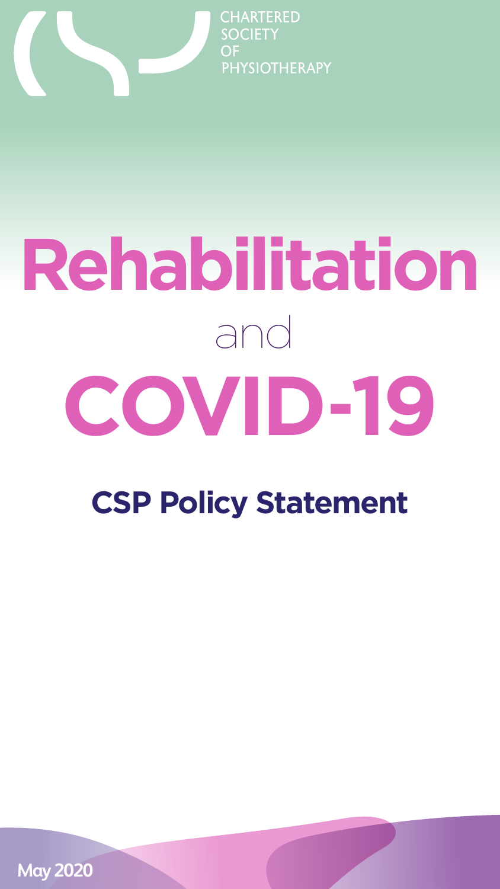CHARTERED SOCIETY OF PHYSIOTHERAPY

# Rehabilitation and COVID-19

## CSP Policy Statement

May 2020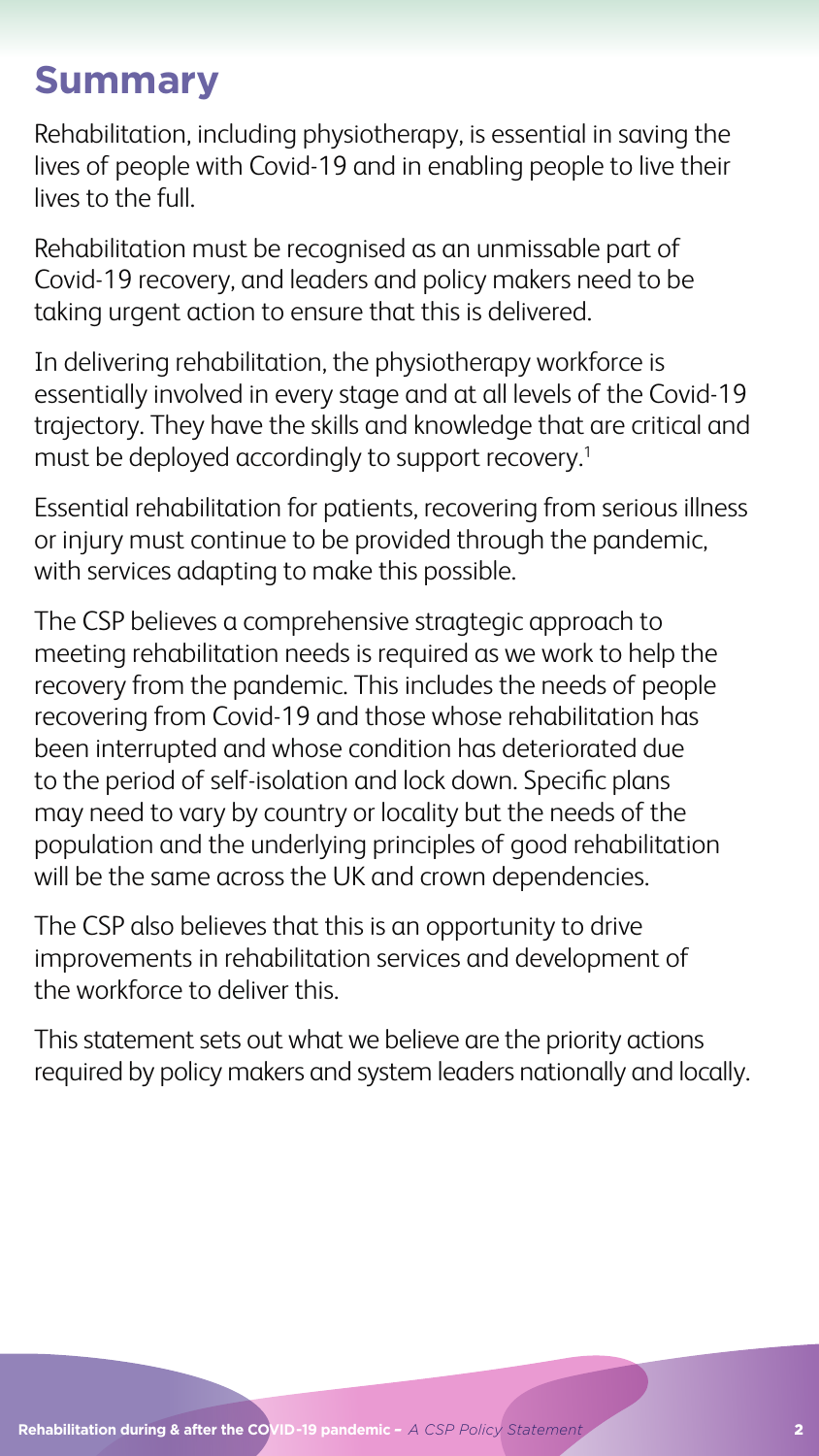# Summary

Rehabilitation, including physiotherapy, is essential in saving the lives of people with Covid-19 and in enabling people to live their lives to the full.

Rehabilitation must be recognised as an unmissable part of Covid-19 recovery, and leaders and policy makers need to be taking urgent action to ensure that this is delivered.

In delivering rehabilitation, the physiotherapy workforce is essentially involved in every stage and at all levels of the Covid-19 trajectory. They have the skills and knowledge that are critical and must be deployed accordingly to support recovery.[1]

Essential rehabilitation for patients, recovering from serious illness or injury must continue to be provided through the pandemic, with services adapting to make this possible.

The CSP believes a comprehensive stragtegic approach to meeting rehabilitation needs is required as we work to help the recovery from the pandemic. This includes the needs of people recovering from Covid-19 and those whose rehabilitation has been interrupted and whose condition has deteriorated due to the period of self-isolation and lock down. Specific plans may need to vary by country or locality but the needs of the population and the underlying principles of good rehabilitation will be the same across the UK and crown dependencies.

The CSP also believes that this is an opportunity to drive improvements in rehabilitation services and development of the workforce to deliver this.

This statement sets out what we believe are the priority actions required by policy makers and system leaders nationally and locally.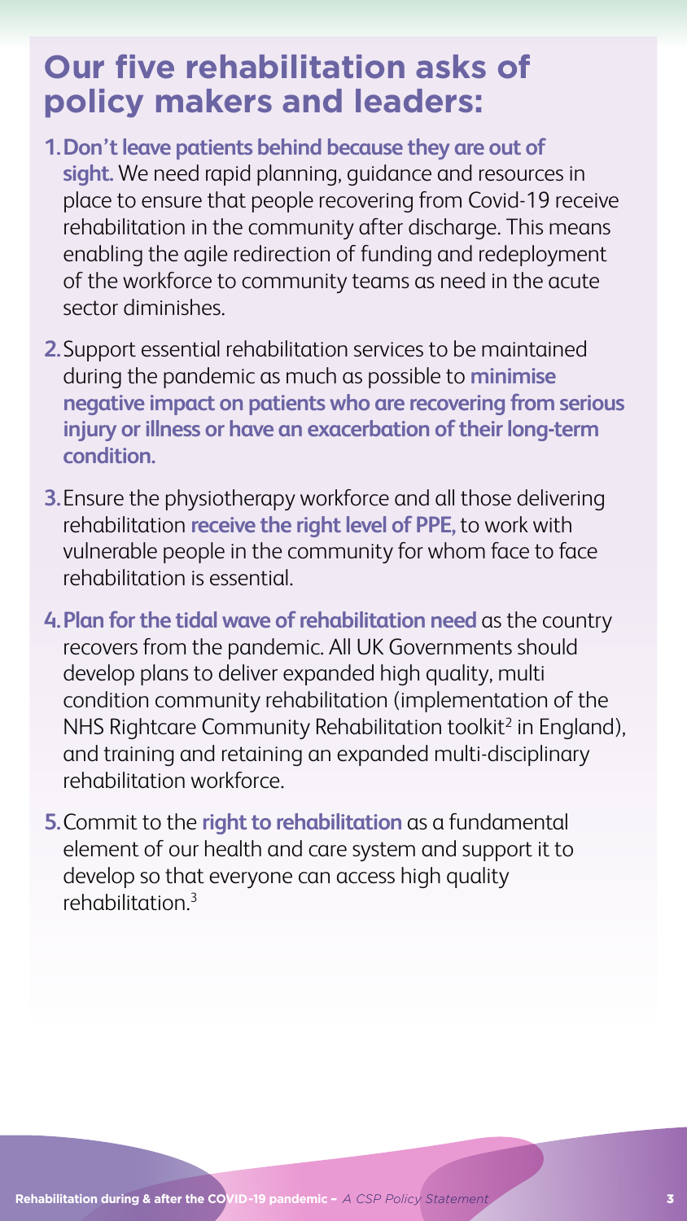## Our five rehabilitation asks of policy makers and leaders:

1. **Don't leave patients behind because they are out of sight.** We need rapid planning, guidance and resources in place to ensure that people recovering from Covid-19 receive rehabilitation in the community after discharge. This means enabling the agile redirection of funding and redeployment of the workforce to community teams as need in the acute sector diminishes.

2. Support essential rehabilitation services to be maintained during the pandemic as much as possible to **minimise negative impact on patients who are recovering from serious injury or illness or have an exacerbation of their long-term condition.**

3. Ensure the physiotherapy workforce and all those delivering rehabilitation **receive the right level of PPE,** to work with vulnerable people in the community for whom face to face rehabilitation is essential.

4. **Plan for the tidal wave of rehabilitation need** as the country recovers from the pandemic. All UK Governments should develop plans to deliver expanded high quality, multi condition community rehabilitation (implementation of the NHS Rightcare Community Rehabilitation toolkit[2] in England), and training and retaining an expanded multi-disciplinary rehabilitation workforce.

5. Commit to the **right to rehabilitation** as a fundamental element of our health and care system and support it to develop so that everyone can access high quality rehabilitation.[3]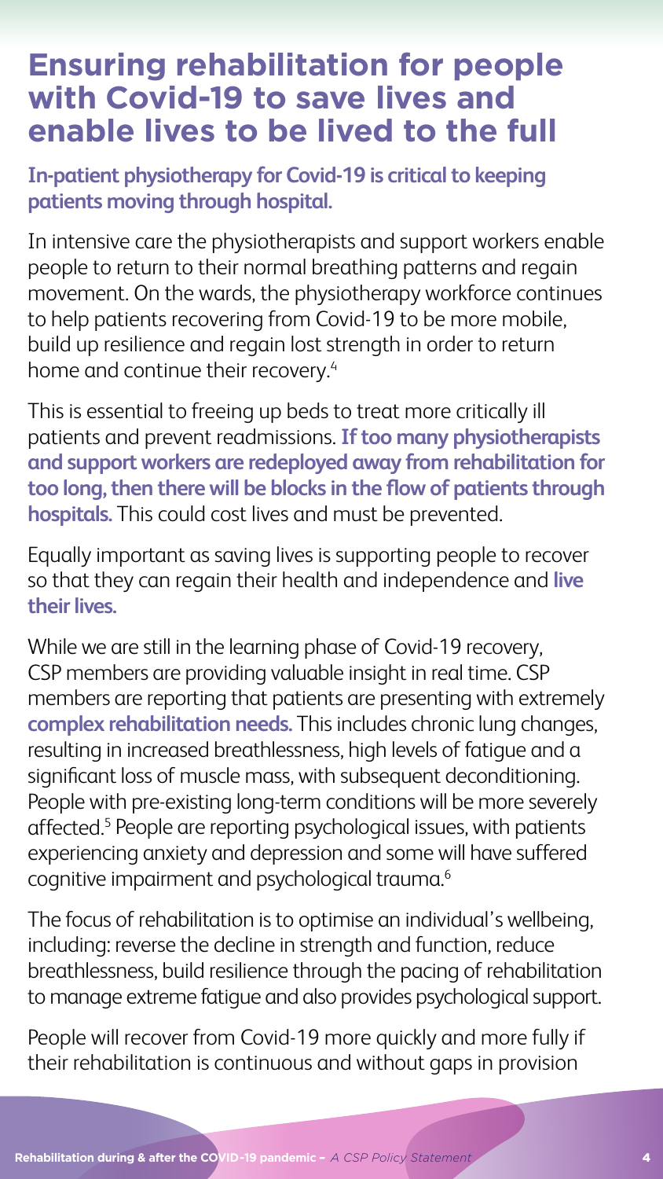# Ensuring rehabilitation for people with Covid-19 to save lives and enable lives to be lived to the full

**In-patient physiotherapy for Covid-19 is critical to keeping patients moving through hospital.**

In intensive care the physiotherapists and support workers enable people to return to their normal breathing patterns and regain movement. On the wards, the physiotherapy workforce continues to help patients recovering from Covid-19 to be more mobile, build up resilience and regain lost strength in order to return home and continue their recovery.[4]

This is essential to freeing up beds to treat more critically ill patients and prevent readmissions. **If too many physiotherapists and support workers are redeployed away from rehabilitation for too long, then there will be blocks in the flow of patients through hospitals.** This could cost lives and must be prevented.

Equally important as saving lives is supporting people to recover so that they can regain their health and independence and **live their lives.**

While we are still in the learning phase of Covid-19 recovery, CSP members are providing valuable insight in real time. CSP members are reporting that patients are presenting with extremely **complex rehabilitation needs.** This includes chronic lung changes, resulting in increased breathlessness, high levels of fatigue and a significant loss of muscle mass, with subsequent deconditioning. People with pre-existing long-term conditions will be more severely affected.[5] People are reporting psychological issues, with patients experiencing anxiety and depression and some will have suffered cognitive impairment and psychological trauma.[6]

The focus of rehabilitation is to optimise an individual's wellbeing, including: reverse the decline in strength and function, reduce breathlessness, build resilience through the pacing of rehabilitation to manage extreme fatigue and also provides psychological support.

People will recover from Covid-19 more quickly and more fully if their rehabilitation is continuous and without gaps in provision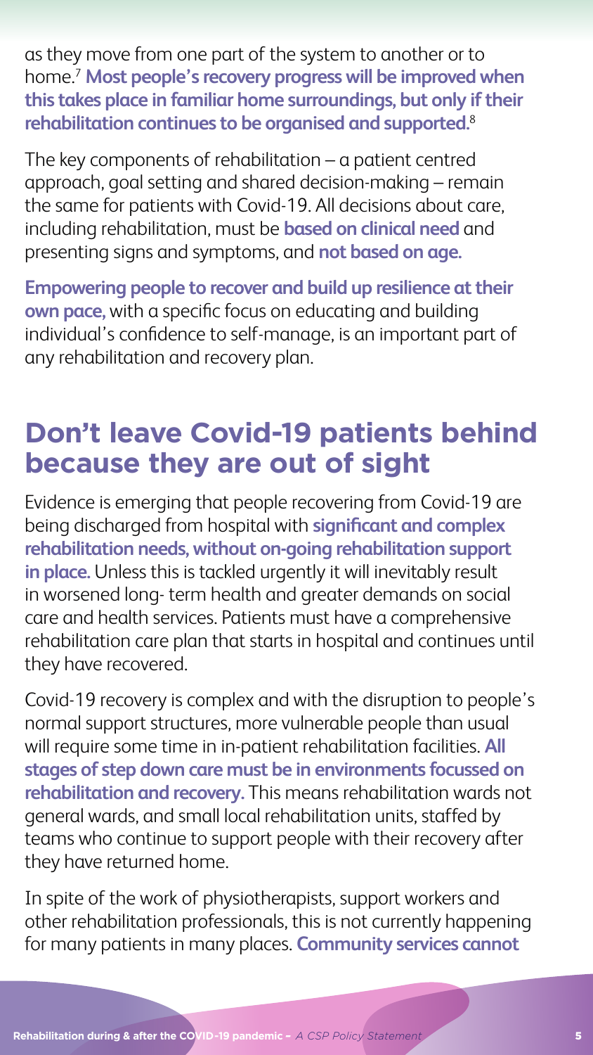as they move from one part of the system to another or to home.[7] **Most people's recovery progress will be improved when this takes place in familiar home surroundings, but only if their rehabilitation continues to be organised and supported.**[8]

The key components of rehabilitation – a patient centred approach, goal setting and shared decision-making – remain the same for patients with Covid-19. All decisions about care, including rehabilitation, must be **based on clinical need** and presenting signs and symptoms, and **not based on age.**

**Empowering people to recover and build up resilience at their own pace,** with a specific focus on educating and building individual's confidence to self-manage, is an important part of any rehabilitation and recovery plan.

## Don't leave Covid-19 patients behind because they are out of sight

Evidence is emerging that people recovering from Covid-19 are being discharged from hospital with **significant and complex rehabilitation needs, without on-going rehabilitation support in place.** Unless this is tackled urgently it will inevitably result in worsened long- term health and greater demands on social care and health services. Patients must have a comprehensive rehabilitation care plan that starts in hospital and continues until they have recovered.

Covid-19 recovery is complex and with the disruption to people's normal support structures, more vulnerable people than usual will require some time in in-patient rehabilitation facilities. **All stages of step down care must be in environments focussed on rehabilitation and recovery.** This means rehabilitation wards not general wards, and small local rehabilitation units, staffed by teams who continue to support people with their recovery after they have returned home.

In spite of the work of physiotherapists, support workers and other rehabilitation professionals, this is not currently happening for many patients in many places. **Community services cannot**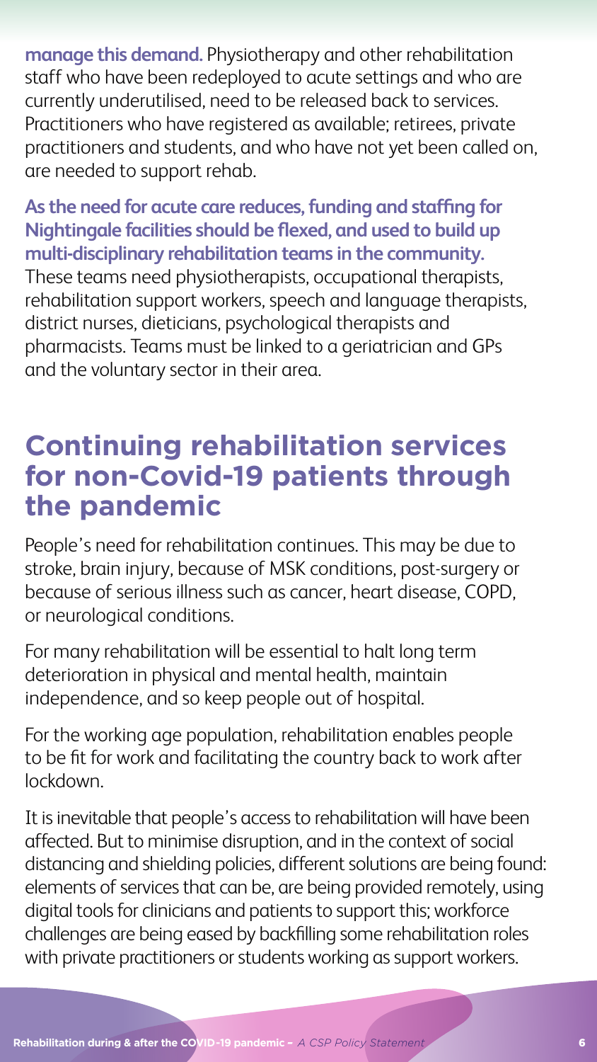**manage this demand.** Physiotherapy and other rehabilitation staff who have been redeployed to acute settings and who are currently underutilised, need to be released back to services. Practitioners who have registered as available; retirees, private practitioners and students, and who have not yet been called on, are needed to support rehab.

**As the need for acute care reduces, funding and staffing for Nightingale facilities should be flexed, and used to build up multi-disciplinary rehabilitation teams in the community.** These teams need physiotherapists, occupational therapists, rehabilitation support workers, speech and language therapists, district nurses, dieticians, psychological therapists and pharmacists. Teams must be linked to a geriatrician and GPs and the voluntary sector in their area.

## Continuing rehabilitation services for non-Covid-19 patients through the pandemic

People's need for rehabilitation continues. This may be due to stroke, brain injury, because of MSK conditions, post-surgery or because of serious illness such as cancer, heart disease, COPD, or neurological conditions.

For many rehabilitation will be essential to halt long term deterioration in physical and mental health, maintain independence, and so keep people out of hospital.

For the working age population, rehabilitation enables people to be fit for work and facilitating the country back to work after lockdown.

It is inevitable that people's access to rehabilitation will have been affected. But to minimise disruption, and in the context of social distancing and shielding policies, different solutions are being found: elements of services that can be, are being provided remotely, using digital tools for clinicians and patients to support this; workforce challenges are being eased by backfilling some rehabilitation roles with private practitioners or students working as support workers.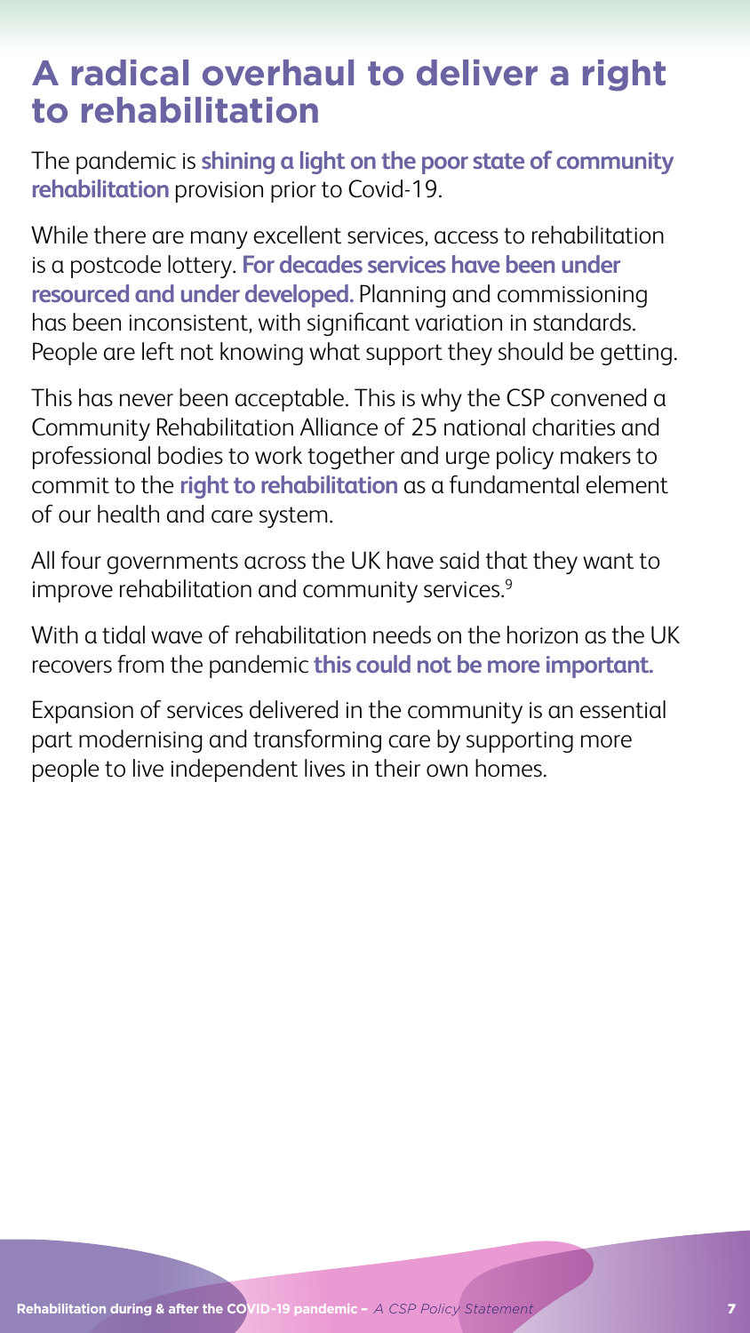# A radical overhaul to deliver a right to rehabilitation

The pandemic is **shining a light on the poor state of community rehabilitation** provision prior to Covid-19.

While there are many excellent services, access to rehabilitation is a postcode lottery. **For decades services have been under resourced and under developed.** Planning and commissioning has been inconsistent, with significant variation in standards. People are left not knowing what support they should be getting.

This has never been acceptable. This is why the CSP convened a Community Rehabilitation Alliance of 25 national charities and professional bodies to work together and urge policy makers to commit to the **right to rehabilitation** as a fundamental element of our health and care system.

All four governments across the UK have said that they want to improve rehabilitation and community services.[9]

With a tidal wave of rehabilitation needs on the horizon as the UK recovers from the pandemic **this could not be more important.**

Expansion of services delivered in the community is an essential part modernising and transforming care by supporting more people to live independent lives in their own homes.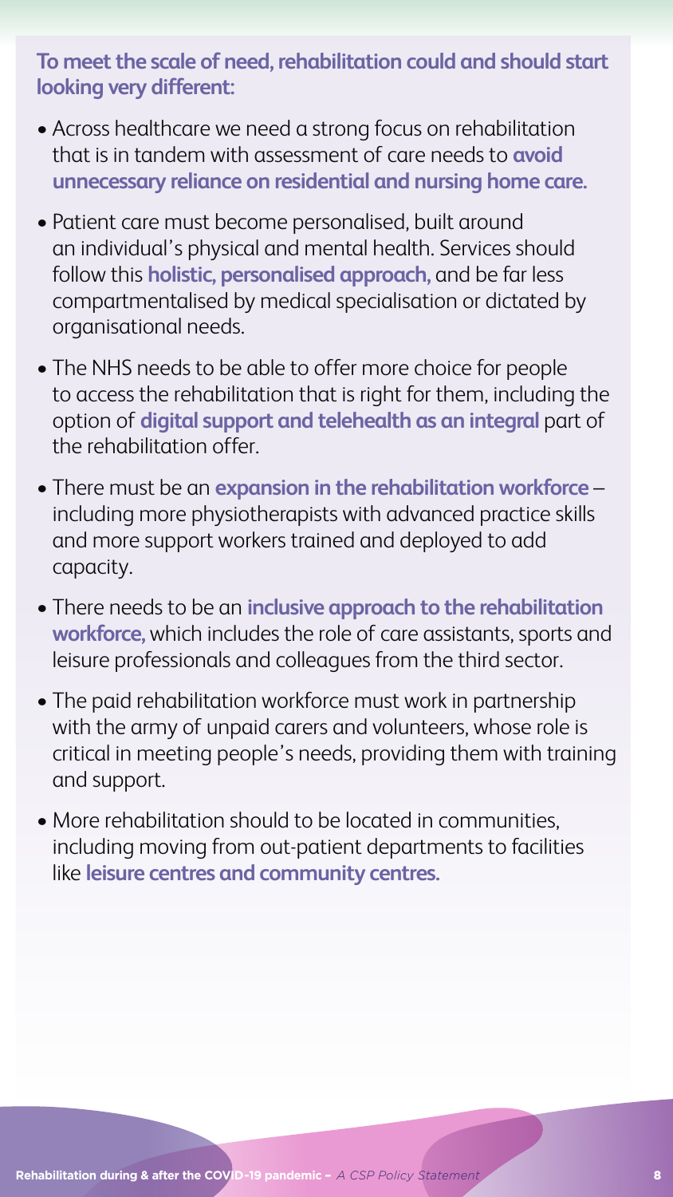**To meet the scale of need, rehabilitation could and should start looking very different:**

- Across healthcare we need a strong focus on rehabilitation that is in tandem with assessment of care needs to **avoid unnecessary reliance on residential and nursing home care.**
- Patient care must become personalised, built around an individual's physical and mental health. Services should follow this **holistic, personalised approach,** and be far less compartmentalised by medical specialisation or dictated by organisational needs.
- The NHS needs to be able to offer more choice for people to access the rehabilitation that is right for them, including the option of **digital support and telehealth as an integral** part of the rehabilitation offer.
- There must be an **expansion in the rehabilitation workforce** – including more physiotherapists with advanced practice skills and more support workers trained and deployed to add capacity.
- There needs to be an **inclusive approach to the rehabilitation workforce,** which includes the role of care assistants, sports and leisure professionals and colleagues from the third sector.
- The paid rehabilitation workforce must work in partnership with the army of unpaid carers and volunteers, whose role is critical in meeting people's needs, providing them with training and support.
- More rehabilitation should to be located in communities, including moving from out-patient departments to facilities like **leisure centres and community centres.**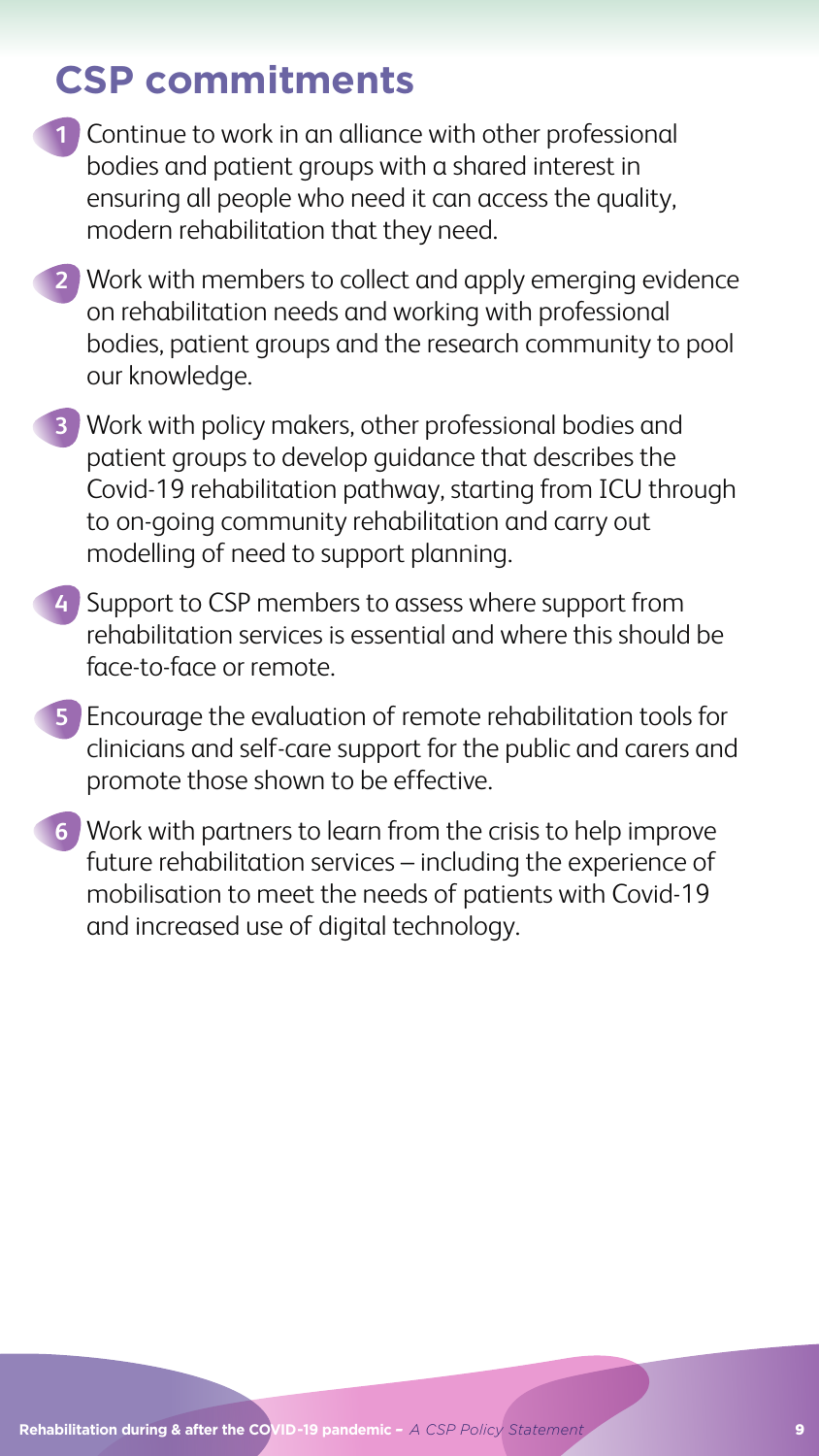## CSP commitments

1. Continue to work in an alliance with other professional bodies and patient groups with a shared interest in ensuring all people who need it can access the quality, modern rehabilitation that they need.

2. Work with members to collect and apply emerging evidence on rehabilitation needs and working with professional bodies, patient groups and the research community to pool our knowledge.

3. Work with policy makers, other professional bodies and patient groups to develop guidance that describes the Covid-19 rehabilitation pathway, starting from ICU through to on-going community rehabilitation and carry out modelling of need to support planning.

4. Support to CSP members to assess where support from rehabilitation services is essential and where this should be face-to-face or remote.

5. Encourage the evaluation of remote rehabilitation tools for clinicians and self-care support for the public and carers and promote those shown to be effective.

6. Work with partners to learn from the crisis to help improve future rehabilitation services – including the experience of mobilisation to meet the needs of patients with Covid-19 and increased use of digital technology.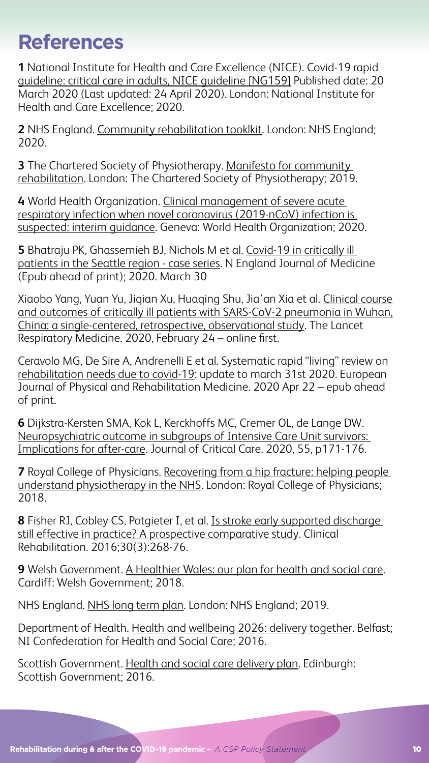# References

**1** National Institute for Health and Care Excellence (NICE). Covid-19 rapid guideline: critical care in adults, NICE guideline [NG159] Published date: 20 March 2020 (Last updated: 24 April 2020). London: National Institute for Health and Care Excellence; 2020.

**2** NHS England. Community rehabilitation tooklkit. London: NHS England; 2020.

**3** The Chartered Society of Physiotherapy. Manifesto for community rehabilitation. London: The Chartered Society of Physiotherapy; 2019.

**4** World Health Organization. Clinical management of severe acute respiratory infection when novel coronavirus (2019-nCoV) infection is suspected: interim guidance. Geneva: World Health Organization; 2020.

**5** Bhatraju PK, Ghassemieh BJ, Nichols M et al. Covid-19 in critically ill patients in the Seattle region - case series. N England Journal of Medicine (Epub ahead of print); 2020. March 30

Xiaobo Yang, Yuan Yu, Jiqian Xu, Huaqing Shu, Jia'an Xia et al. Clinical course and outcomes of critically ill patients with SARS-CoV-2 pneumonia in Wuhan, China: a single-centered, retrospective, observational study. The Lancet Respiratory Medicine. 2020, February 24 – online first.

Ceravolo MG, De Sire A, Andrenelli E et al. Systematic rapid "living" review on rehabilitation needs due to covid-19: update to march 31st 2020. European Journal of Physical and Rehabilitation Medicine. 2020 Apr 22 – epub ahead of print.

**6** Dijkstra-Kersten SMA, Kok L, Kerckhoffs MC, Cremer OL, de Lange DW. Neuropsychiatric outcome in subgroups of Intensive Care Unit survivors: Implications for after-care. Journal of Critical Care. 2020, 55, p171-176.

**7** Royal College of Physicians. Recovering from a hip fracture: helping people understand physiotherapy in the NHS. London: Royal College of Physicians; 2018.

**8** Fisher RJ, Cobley CS, Potgieter I, et al. Is stroke early supported discharge still effective in practice? A prospective comparative study. Clinical Rehabilitation. 2016;30(3):268-76.

**9** Welsh Government. A Healthier Wales: our plan for health and social care. Cardiff: Welsh Government; 2018.

NHS England. NHS long term plan. London: NHS England; 2019.

Department of Health. Health and wellbeing 2026: delivery together. Belfast; NI Confederation for Health and Social Care; 2016.

Scottish Government. Health and social care delivery plan. Edinburgh: Scottish Government; 2016.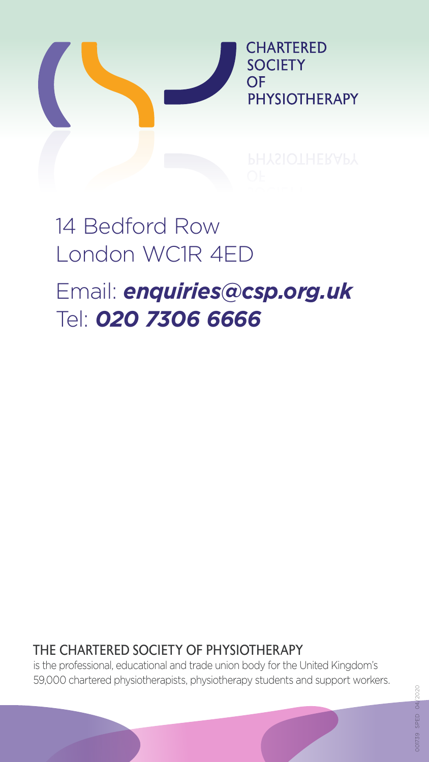CHARTERED SOCIETY OF PHYSIOTHERAPY

14 Bedford Row
London WC1R 4ED

Email: ***enquiries@csp.org.uk***
Tel: ***020 7306 6666***

## THE CHARTERED SOCIETY OF PHYSIOTHERAPY

is the professional, educational and trade union body for the United Kingdom's 59,000 chartered physiotherapists, physiotherapy students and support workers.

001739 SPED 04/2020